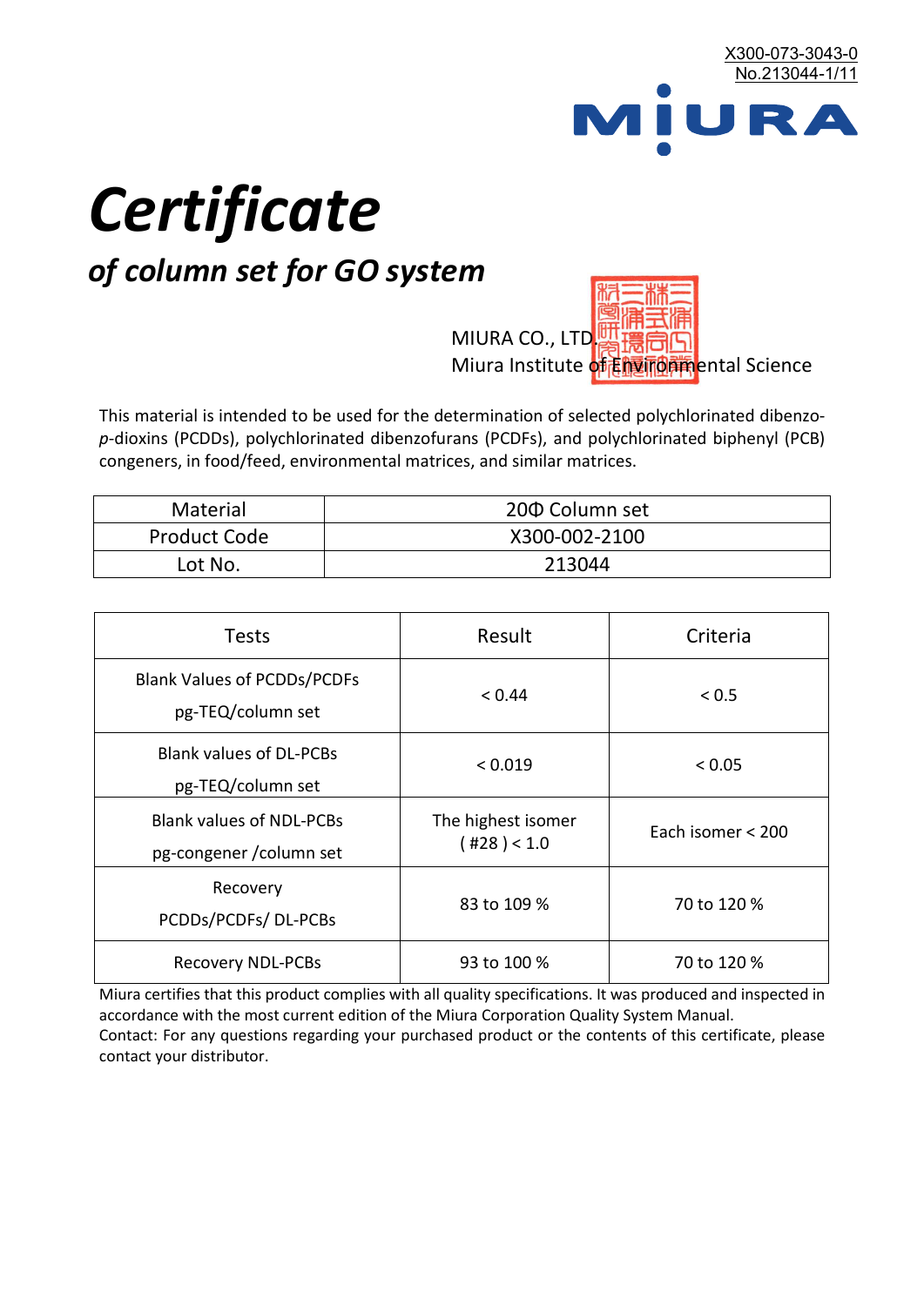X300-073-3043-0
No.213044-1/11

MIURA

# *Certificate*

## *of column set for GO system*

MIURA CO., LTD.
Miura Institute of Environmental Science

This material is intended to be used for the determination of selected polychlorinated dibenzo-*p*-dioxins (PCDDs), polychlorinated dibenzofurans (PCDFs), and polychlorinated biphenyl (PCB) congeners, in food/feed, environmental matrices, and similar matrices.

| Material | 20Φ Column set |
|---|---|
| Product Code | X300-002-2100 |
| Lot No. | 213044 |

| Tests | Result | Criteria |
|---|---|---|
| Blank Values of PCDDs/PCDFs pg-TEQ/column set | < 0.44 | < 0.5 |
| Blank values of DL-PCBs pg-TEQ/column set | < 0.019 | < 0.05 |
| Blank values of NDL-PCBs pg-congener /column set | The highest isomer ( #28 ) < 1.0 | Each isomer < 200 |
| Recovery PCDDs/PCDFs/ DL-PCBs | 83 to 109 % | 70 to 120 % |
| Recovery NDL-PCBs | 93 to 100 % | 70 to 120 % |

Miura certifies that this product complies with all quality specifications. It was produced and inspected in accordance with the most current edition of the Miura Corporation Quality System Manual.
Contact: For any questions regarding your purchased product or the contents of this certificate, please contact your distributor.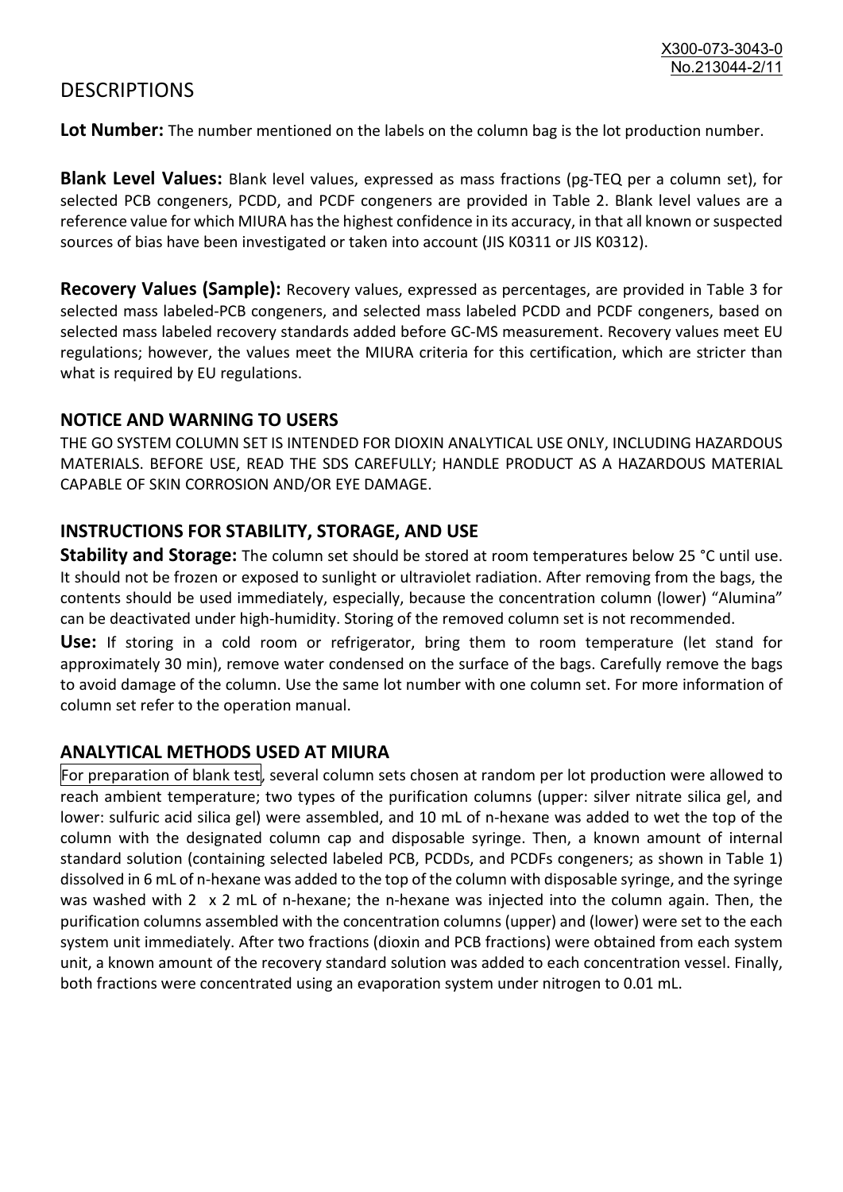# DESCRIPTIONS

**Lot Number:** The number mentioned on the labels on the column bag is the lot production number.

**Blank Level Values:** Blank level values, expressed as mass fractions (pg-TEQ per a column set), for selected PCB congeners, PCDD, and PCDF congeners are provided in Table 2. Blank level values are a reference value for which MIURA has the highest confidence in its accuracy, in that all known or suspected sources of bias have been investigated or taken into account (JIS K0311 or JIS K0312).

**Recovery Values (Sample):** Recovery values, expressed as percentages, are provided in Table 3 for selected mass labeled-PCB congeners, and selected mass labeled PCDD and PCDF congeners, based on selected mass labeled recovery standards added before GC-MS measurement. Recovery values meet EU regulations; however, the values meet the MIURA criteria for this certification, which are stricter than what is required by EU regulations.

## NOTICE AND WARNING TO USERS

THE GO SYSTEM COLUMN SET IS INTENDED FOR DIOXIN ANALYTICAL USE ONLY, INCLUDING HAZARDOUS MATERIALS. BEFORE USE, READ THE SDS CAREFULLY; HANDLE PRODUCT AS A HAZARDOUS MATERIAL CAPABLE OF SKIN CORROSION AND/OR EYE DAMAGE.

## INSTRUCTIONS FOR STABILITY, STORAGE, AND USE

**Stability and Storage:** The column set should be stored at room temperatures below 25 °C until use. It should not be frozen or exposed to sunlight or ultraviolet radiation. After removing from the bags, the contents should be used immediately, especially, because the concentration column (lower) "Alumina" can be deactivated under high-humidity. Storing of the removed column set is not recommended.

**Use:** If storing in a cold room or refrigerator, bring them to room temperature (let stand for approximately 30 min), remove water condensed on the surface of the bags. Carefully remove the bags to avoid damage of the column. Use the same lot number with one column set. For more information of column set refer to the operation manual.

## ANALYTICAL METHODS USED AT MIURA

For preparation of blank test, several column sets chosen at random per lot production were allowed to reach ambient temperature; two types of the purification columns (upper: silver nitrate silica gel, and lower: sulfuric acid silica gel) were assembled, and 10 mL of n-hexane was added to wet the top of the column with the designated column cap and disposable syringe. Then, a known amount of internal standard solution (containing selected labeled PCB, PCDDs, and PCDFs congeners; as shown in Table 1) dissolved in 6 mL of n-hexane was added to the top of the column with disposable syringe, and the syringe was washed with 2 x 2 mL of n-hexane; the n-hexane was injected into the column again. Then, the purification columns assembled with the concentration columns (upper) and (lower) were set to the each system unit immediately. After two fractions (dioxin and PCB fractions) were obtained from each system unit, a known amount of the recovery standard solution was added to each concentration vessel. Finally, both fractions were concentrated using an evaporation system under nitrogen to 0.01 mL.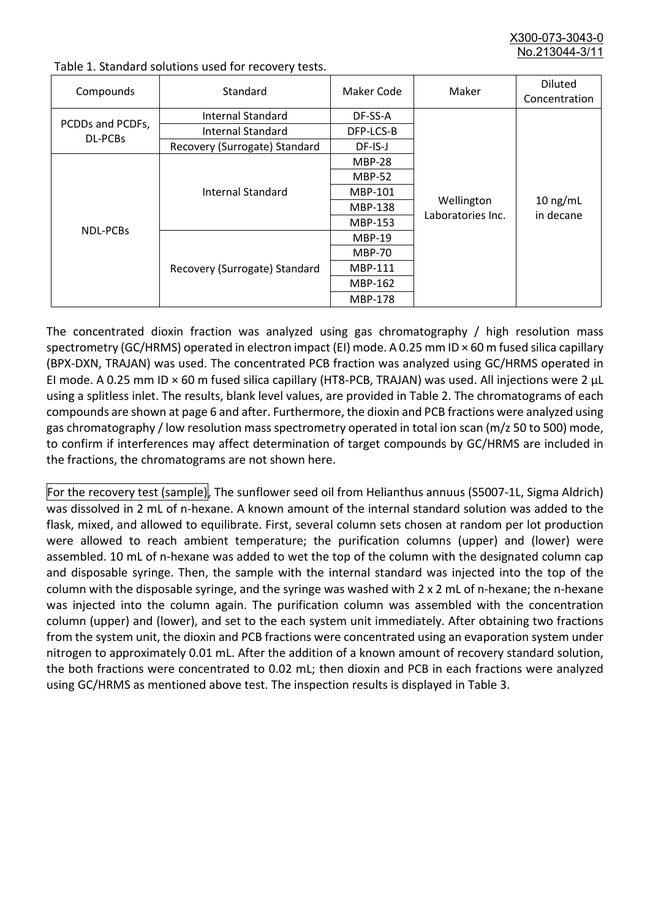Table 1. Standard solutions used for recovery tests.

| Compounds | Standard | Maker Code | Maker | Diluted Concentration |
|---|---|---|---|---|
| PCDDs and PCDFs, DL-PCBs | Internal Standard | DF-SS-A | Wellington Laboratories Inc. | 10 ng/mL in decane |
| | Internal Standard | DFP-LCS-B | | |
| | Recovery (Surrogate) Standard | DF-IS-J | | |
| NDL-PCBs | Internal Standard | MBP-28 | | |
| | | MBP-52 | | |
| | | MBP-101 | | |
| | | MBP-138 | | |
| | | MBP-153 | | |
| | Recovery (Surrogate) Standard | MBP-19 | | |
| | | MBP-70 | | |
| | | MBP-111 | | |
| | | MBP-162 | | |
| | | MBP-178 | | |

The concentrated dioxin fraction was analyzed using gas chromatography / high resolution mass spectrometry (GC/HRMS) operated in electron impact (EI) mode. A 0.25 mm ID × 60 m fused silica capillary (BPX-DXN, TRAJAN) was used. The concentrated PCB fraction was analyzed using GC/HRMS operated in EI mode. A 0.25 mm ID × 60 m fused silica capillary (HT8-PCB, TRAJAN) was used. All injections were 2 μL using a splitless inlet. The results, blank level values, are provided in Table 2. The chromatograms of each compounds are shown at page 6 and after. Furthermore, the dioxin and PCB fractions were analyzed using gas chromatography / low resolution mass spectrometry operated in total ion scan (m/z 50 to 500) mode, to confirm if interferences may affect determination of target compounds by GC/HRMS are included in the fractions, the chromatograms are not shown here.

For the recovery test (sample), The sunflower seed oil from Helianthus annuus (S5007-1L, Sigma Aldrich) was dissolved in 2 mL of n-hexane. A known amount of the internal standard solution was added to the flask, mixed, and allowed to equilibrate. First, several column sets chosen at random per lot production were allowed to reach ambient temperature; the purification columns (upper) and (lower) were assembled. 10 mL of n-hexane was added to wet the top of the column with the designated column cap and disposable syringe. Then, the sample with the internal standard was injected into the top of the column with the disposable syringe, and the syringe was washed with 2 x 2 mL of n-hexane; the n-hexane was injected into the column again. The purification column was assembled with the concentration column (upper) and (lower), and set to the each system unit immediately. After obtaining two fractions from the system unit, the dioxin and PCB fractions were concentrated using an evaporation system under nitrogen to approximately 0.01 mL. After the addition of a known amount of recovery standard solution, the both fractions were concentrated to 0.02 mL; then dioxin and PCB in each fractions were analyzed using GC/HRMS as mentioned above test. The inspection results is displayed in Table 3.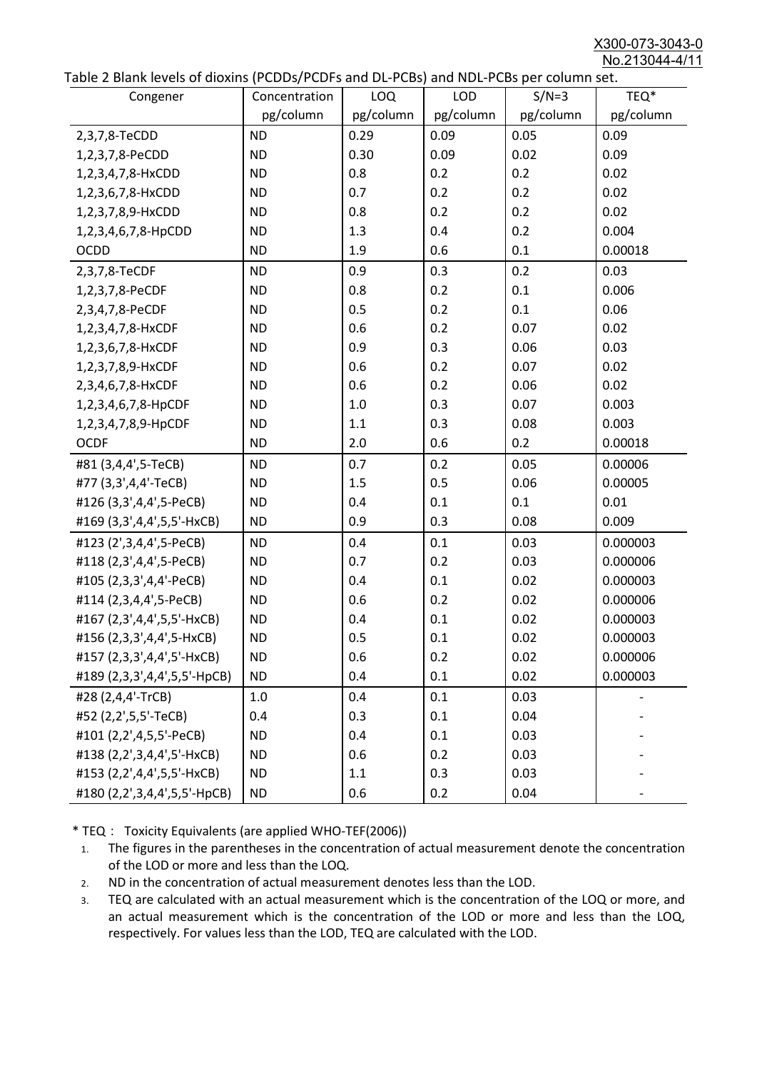Table 2 Blank levels of dioxins (PCDDs/PCDFs and DL-PCBs) and NDL-PCBs per column set.

| Congener | Concentration pg/column | LOQ pg/column | LOD pg/column | S/N=3 pg/column | TEQ* pg/column |
|---|---|---|---|---|---|
| 2,3,7,8-TeCDD | ND | 0.29 | 0.09 | 0.05 | 0.09 |
| 1,2,3,7,8-PeCDD | ND | 0.30 | 0.09 | 0.02 | 0.09 |
| 1,2,3,4,7,8-HxCDD | ND | 0.8 | 0.2 | 0.2 | 0.02 |
| 1,2,3,6,7,8-HxCDD | ND | 0.7 | 0.2 | 0.2 | 0.02 |
| 1,2,3,7,8,9-HxCDD | ND | 0.8 | 0.2 | 0.2 | 0.02 |
| 1,2,3,4,6,7,8-HpCDD | ND | 1.3 | 0.4 | 0.2 | 0.004 |
| OCDD | ND | 1.9 | 0.6 | 0.1 | 0.00018 |
| 2,3,7,8-TeCDF | ND | 0.9 | 0.3 | 0.2 | 0.03 |
| 1,2,3,7,8-PeCDF | ND | 0.8 | 0.2 | 0.1 | 0.006 |
| 2,3,4,7,8-PeCDF | ND | 0.5 | 0.2 | 0.1 | 0.06 |
| 1,2,3,4,7,8-HxCDF | ND | 0.6 | 0.2 | 0.07 | 0.02 |
| 1,2,3,6,7,8-HxCDF | ND | 0.9 | 0.3 | 0.06 | 0.03 |
| 1,2,3,7,8,9-HxCDF | ND | 0.6 | 0.2 | 0.07 | 0.02 |
| 2,3,4,6,7,8-HxCDF | ND | 0.6 | 0.2 | 0.06 | 0.02 |
| 1,2,3,4,6,7,8-HpCDF | ND | 1.0 | 0.3 | 0.07 | 0.003 |
| 1,2,3,4,7,8,9-HpCDF | ND | 1.1 | 0.3 | 0.08 | 0.003 |
| OCDF | ND | 2.0 | 0.6 | 0.2 | 0.00018 |
| #81 (3,4,4',5-TeCB) | ND | 0.7 | 0.2 | 0.05 | 0.00006 |
| #77 (3,3',4,4'-TeCB) | ND | 1.5 | 0.5 | 0.06 | 0.00005 |
| #126 (3,3',4,4',5-PeCB) | ND | 0.4 | 0.1 | 0.1 | 0.01 |
| #169 (3,3',4,4',5,5'-HxCB) | ND | 0.9 | 0.3 | 0.08 | 0.009 |
| #123 (2',3,4,4',5-PeCB) | ND | 0.4 | 0.1 | 0.03 | 0.000003 |
| #118 (2,3',4,4',5-PeCB) | ND | 0.7 | 0.2 | 0.03 | 0.000006 |
| #105 (2,3,3',4,4'-PeCB) | ND | 0.4 | 0.1 | 0.02 | 0.000003 |
| #114 (2,3,4,4',5-PeCB) | ND | 0.6 | 0.2 | 0.02 | 0.000006 |
| #167 (2,3',4,4',5,5'-HxCB) | ND | 0.4 | 0.1 | 0.02 | 0.000003 |
| #156 (2,3,3',4,4',5-HxCB) | ND | 0.5 | 0.1 | 0.02 | 0.000003 |
| #157 (2,3,3',4,4',5'-HxCB) | ND | 0.6 | 0.2 | 0.02 | 0.000006 |
| #189 (2,3,3',4,4',5,5'-HpCB) | ND | 0.4 | 0.1 | 0.02 | 0.000003 |
| #28 (2,4,4'-TrCB) | 1.0 | 0.4 | 0.1 | 0.03 | - |
| #52 (2,2',5,5'-TeCB) | 0.4 | 0.3 | 0.1 | 0.04 | - |
| #101 (2,2',4,5,5'-PeCB) | ND | 0.4 | 0.1 | 0.03 | - |
| #138 (2,2',3,4,4',5'-HxCB) | ND | 0.6 | 0.2 | 0.03 | - |
| #153 (2,2',4,4',5,5'-HxCB) | ND | 1.1 | 0.3 | 0.03 | - |
| #180 (2,2',3,4,4',5,5'-HpCB) | ND | 0.6 | 0.2 | 0.04 | - |

* TEQ： Toxicity Equivalents (are applied WHO-TEF(2006))

1. The figures in the parentheses in the concentration of actual measurement denote the concentration of the LOD or more and less than the LOQ.
2. ND in the concentration of actual measurement denotes less than the LOD.
3. TEQ are calculated with an actual measurement which is the concentration of the LOQ or more, and an actual measurement which is the concentration of the LOD or more and less than the LOQ, respectively. For values less than the LOD, TEQ are calculated with the LOD.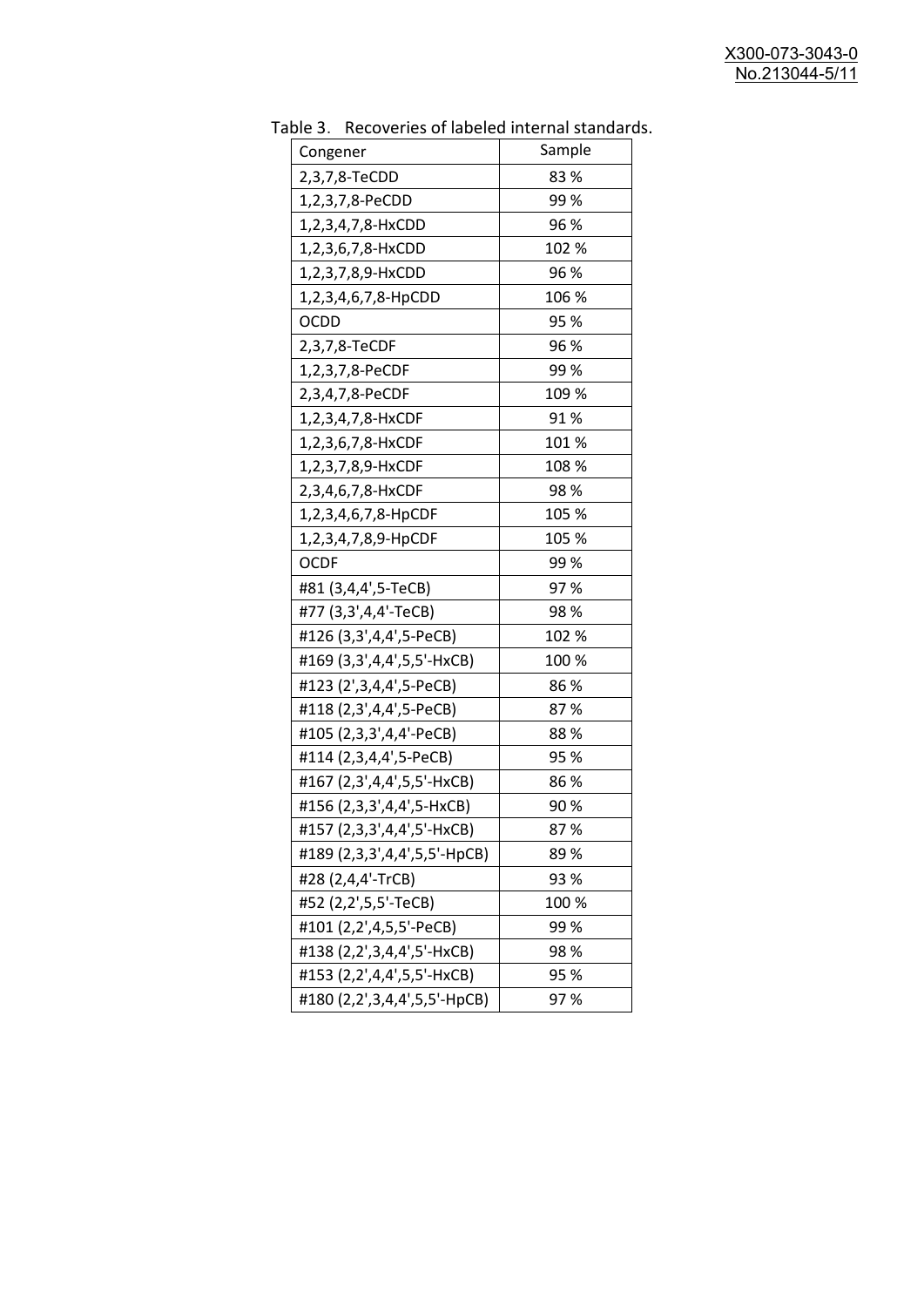Table 3. Recoveries of labeled internal standards.

| Congener | Sample |
| --- | --- |
| 2,3,7,8-TeCDD | 83 % |
| 1,2,3,7,8-PeCDD | 99 % |
| 1,2,3,4,7,8-HxCDD | 96 % |
| 1,2,3,6,7,8-HxCDD | 102 % |
| 1,2,3,7,8,9-HxCDD | 96 % |
| 1,2,3,4,6,7,8-HpCDD | 106 % |
| OCDD | 95 % |
| 2,3,7,8-TeCDF | 96 % |
| 1,2,3,7,8-PeCDF | 99 % |
| 2,3,4,7,8-PeCDF | 109 % |
| 1,2,3,4,7,8-HxCDF | 91 % |
| 1,2,3,6,7,8-HxCDF | 101 % |
| 1,2,3,7,8,9-HxCDF | 108 % |
| 2,3,4,6,7,8-HxCDF | 98 % |
| 1,2,3,4,6,7,8-HpCDF | 105 % |
| 1,2,3,4,7,8,9-HpCDF | 105 % |
| OCDF | 99 % |
| #81 (3,4,4',5-TeCB) | 97 % |
| #77 (3,3',4,4'-TeCB) | 98 % |
| #126 (3,3',4,4',5-PeCB) | 102 % |
| #169 (3,3',4,4',5,5'-HxCB) | 100 % |
| #123 (2',3,4,4',5-PeCB) | 86 % |
| #118 (2,3',4,4',5-PeCB) | 87 % |
| #105 (2,3,3',4,4'-PeCB) | 88 % |
| #114 (2,3,4,4',5-PeCB) | 95 % |
| #167 (2,3',4,4',5,5'-HxCB) | 86 % |
| #156 (2,3,3',4,4',5-HxCB) | 90 % |
| #157 (2,3,3',4,4',5'-HxCB) | 87 % |
| #189 (2,3,3',4,4',5,5'-HpCB) | 89 % |
| #28 (2,4,4'-TrCB) | 93 % |
| #52 (2,2',5,5'-TeCB) | 100 % |
| #101 (2,2',4,5,5'-PeCB) | 99 % |
| #138 (2,2',3,4,4',5'-HxCB) | 98 % |
| #153 (2,2',4,4',5,5'-HxCB) | 95 % |
| #180 (2,2',3,4,4',5,5'-HpCB) | 97 % |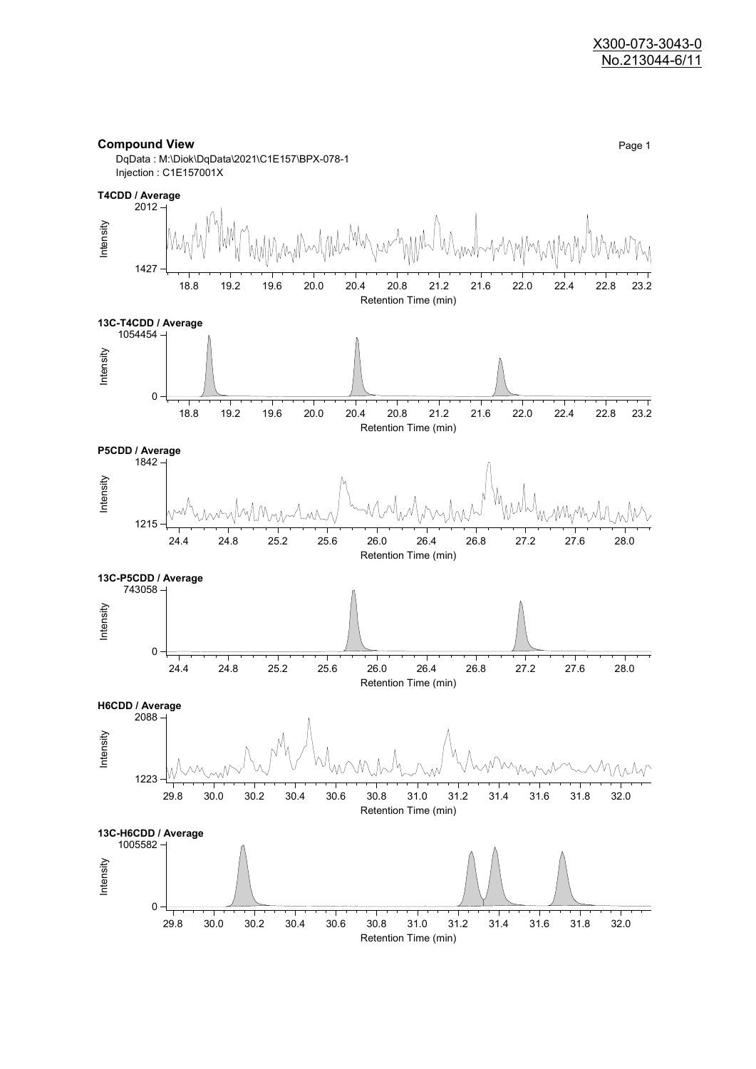X300-073-3043-0
No.213044-6/11

**Compound View**

DqData : M:\Diok\DqData\2021\C1E157\BPX-078-1
Injection : C1E157001X

**T4CDD / Average**

Intensity: 1427 – 2012
Retention Time (min): 18.8, 19.2, 19.6, 20.0, 20.4, 20.8, 21.2, 21.6, 22.0, 22.4, 22.8, 23.2

**13C-T4CDD / Average**

Intensity: 0 – 1054454
Retention Time (min): 18.8, 19.2, 19.6, 20.0, 20.4, 20.8, 21.2, 21.6, 22.0, 22.4, 22.8, 23.2

**P5CDD / Average**

Intensity: 1215 – 1842
Retention Time (min): 24.4, 24.8, 25.2, 25.6, 26.0, 26.4, 26.8, 27.2, 27.6, 28.0

**13C-P5CDD / Average**

Intensity: 0 – 743058
Retention Time (min): 24.4, 24.8, 25.2, 25.6, 26.0, 26.4, 26.8, 27.2, 27.6, 28.0

**H6CDD / Average**

Intensity: 1223 – 2088
Retention Time (min): 29.8, 30.0, 30.2, 30.4, 30.6, 30.8, 31.0, 31.2, 31.4, 31.6, 31.8, 32.0

**13C-H6CDD / Average**

Intensity: 0 – 1005582
Retention Time (min): 29.8, 30.0, 30.2, 30.4, 30.6, 30.8, 31.0, 31.2, 31.4, 31.6, 31.8, 32.0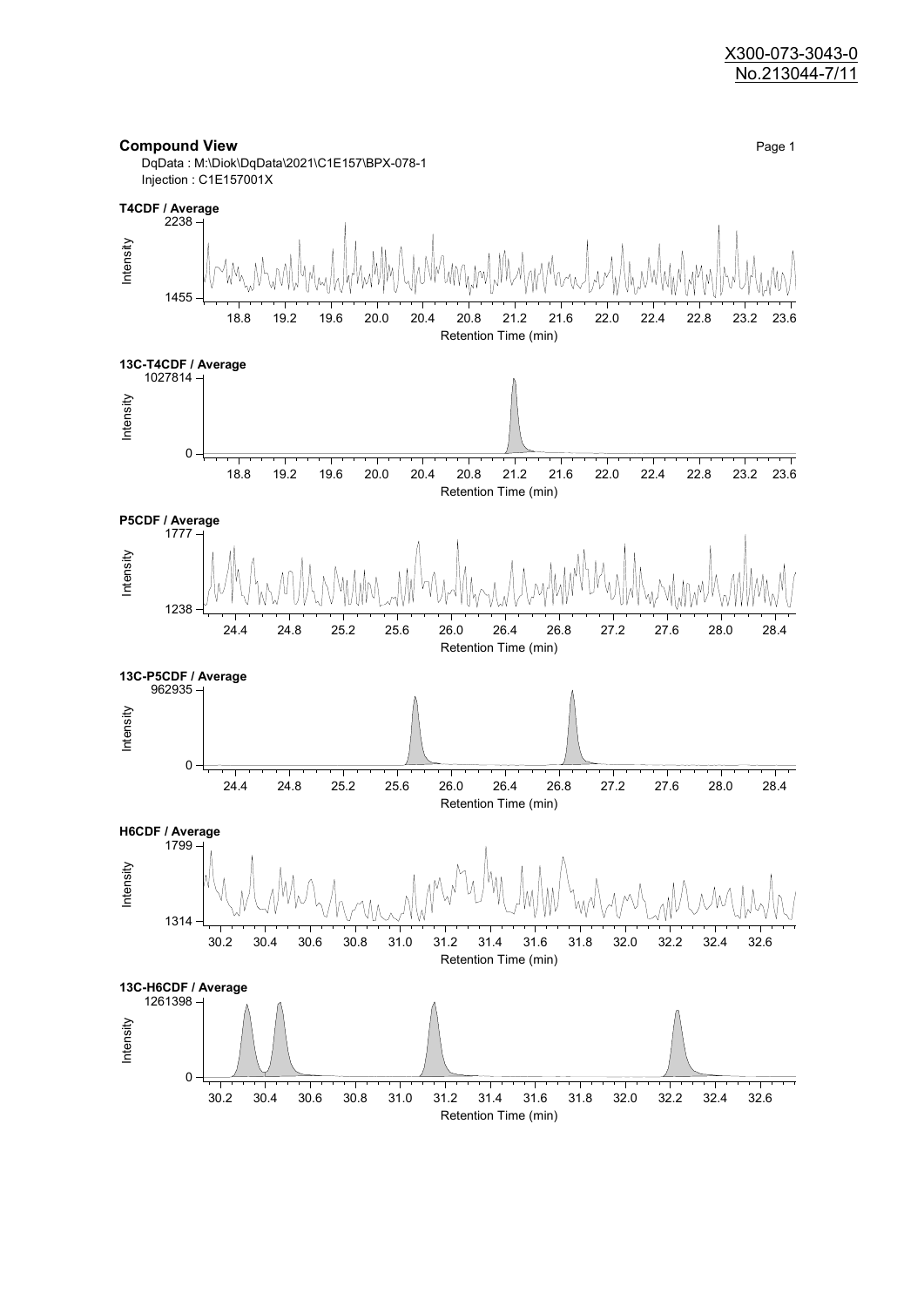X300-073-3043-0
No.213044-7/11

**Compound View**

DqData : M:\Diok\DqData\2021\C1E157\BPX-078-1
Injection : C1E157001X

**T4CDF / Average**

Intensity: 1455 – 2238
Retention Time (min): 18.8, 19.2, 19.6, 20.0, 20.4, 20.8, 21.2, 21.6, 22.0, 22.4, 22.8, 23.2, 23.6

**13C-T4CDF / Average**

Intensity: 0 – 1027814
Retention Time (min): 18.8, 19.2, 19.6, 20.0, 20.4, 20.8, 21.2, 21.6, 22.0, 22.4, 22.8, 23.2, 23.6

**P5CDF / Average**

Intensity: 1238 – 1777
Retention Time (min): 24.4, 24.8, 25.2, 25.6, 26.0, 26.4, 26.8, 27.2, 27.6, 28.0, 28.4

**13C-P5CDF / Average**

Intensity: 0 – 962935
Retention Time (min): 24.4, 24.8, 25.2, 25.6, 26.0, 26.4, 26.8, 27.2, 27.6, 28.0, 28.4

**H6CDF / Average**

Intensity: 1314 – 1799
Retention Time (min): 30.2, 30.4, 30.6, 30.8, 31.0, 31.2, 31.4, 31.6, 31.8, 32.0, 32.2, 32.4, 32.6

**13C-H6CDF / Average**

Intensity: 0 – 1261398
Retention Time (min): 30.2, 30.4, 30.6, 30.8, 31.0, 31.2, 31.4, 31.6, 31.8, 32.0, 32.2, 32.4, 32.6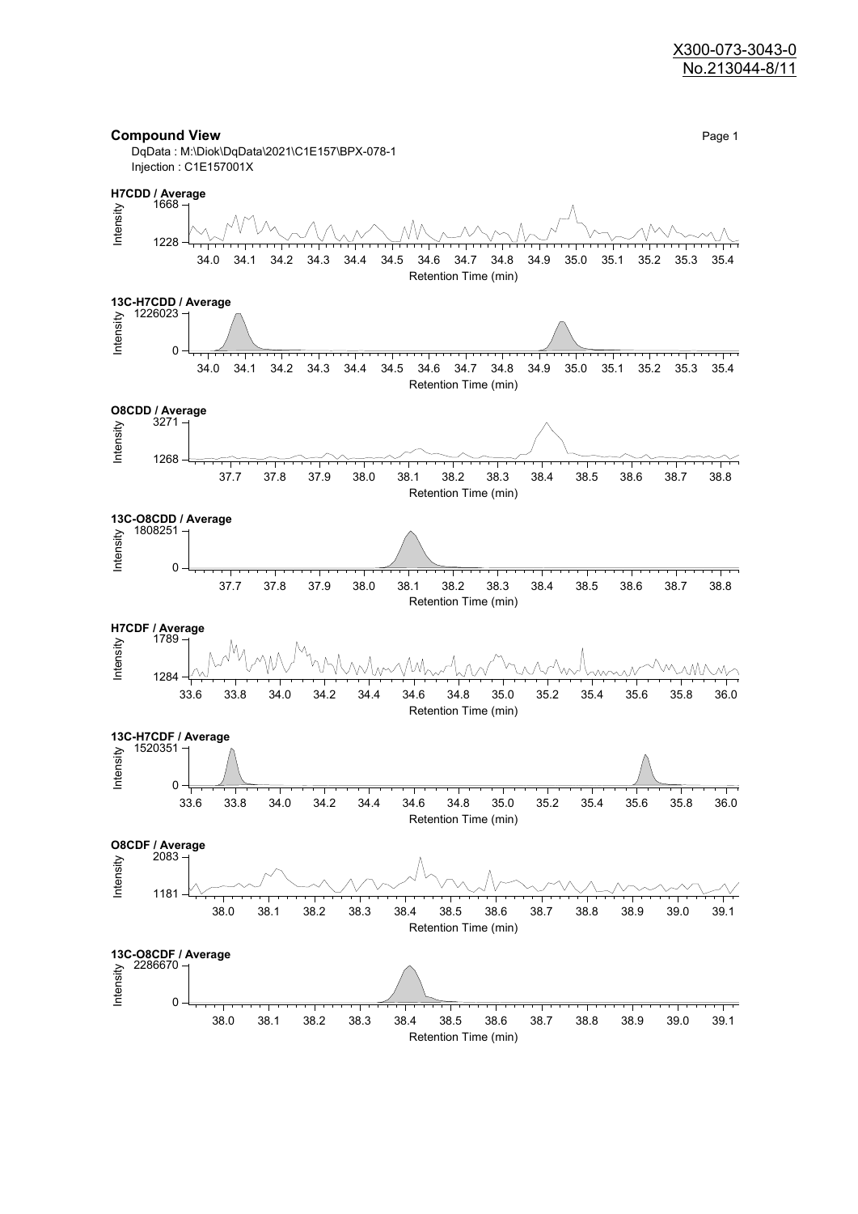X300-073-3043-0
No.213044-8/11

**Compound View**

DqData : M:\Diok\DqData\2021\C1E157\BPX-078-1
Injection : C1E157001X

**H7CDD / Average**

Intensity: 1228 – 1668
Retention Time (min): 34.0 – 35.4

**13C-H7CDD / Average**

Intensity: 0 – 1226023
Retention Time (min): 34.0 – 35.4

**O8CDD / Average**

Intensity: 1268 – 3271
Retention Time (min): 37.7 – 38.8

**13C-O8CDD / Average**

Intensity: 0 – 1808251
Retention Time (min): 37.7 – 38.8

**H7CDF / Average**

Intensity: 1284 – 1789
Retention Time (min): 33.6 – 36.0

**13C-H7CDF / Average**

Intensity: 0 – 1520351
Retention Time (min): 33.6 – 36.0

**O8CDF / Average**

Intensity: 1181 – 2083
Retention Time (min): 38.0 – 39.1

**13C-O8CDF / Average**

Intensity: 0 – 2286670
Retention Time (min): 38.0 – 39.1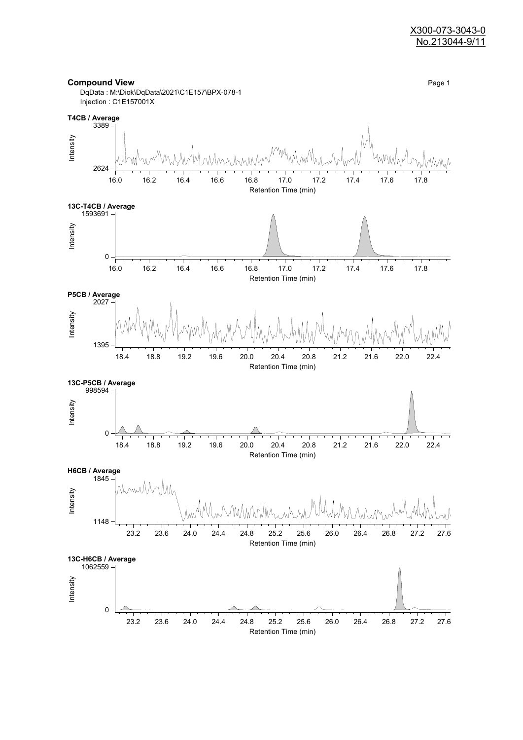X300-073-3043-0
No.213044-9/11

## Compound View

DqData : M:\Diok\DqData\2021\C1E157\BPX-078-1
Injection : C1E157001X

**T4CB / Average**

Intensity: 2624 – 3389
Retention Time (min): 16.0 – 17.8

**13C-T4CB / Average**

Intensity: 0 – 1593691
Retention Time (min): 16.0 – 17.8

**P5CB / Average**

Intensity: 1395 – 2027
Retention Time (min): 18.4 – 22.4

**13C-P5CB / Average**

Intensity: 0 – 998594
Retention Time (min): 18.4 – 22.4

**H6CB / Average**

Intensity: 1148 – 1845
Retention Time (min): 23.2 – 27.6

**13C-H6CB / Average**

Intensity: 0 – 1062559
Retention Time (min): 23.2 – 27.6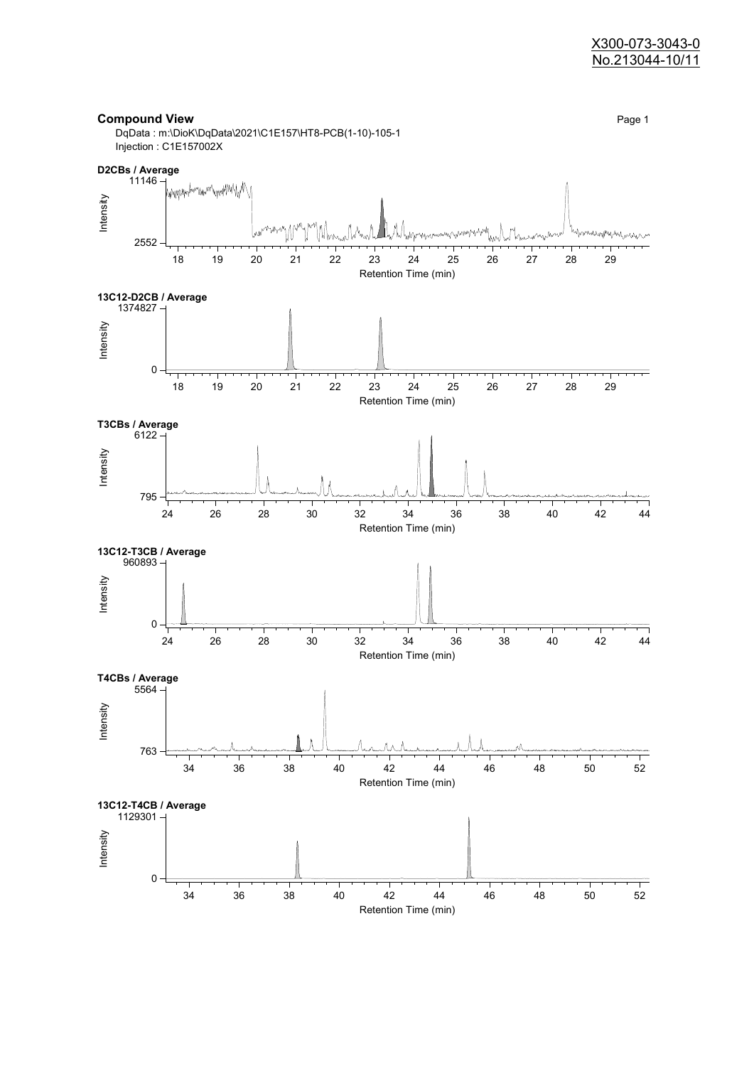X300-073-3043-0
No.213044-10/11

## Compound View

DqData : m:\DioK\DqData\2021\C1E157\HT8-PCB(1-10)-105-1
Injection : C1E157002X

**D2CBs / Average**

Intensity: 2552 – 11146
Retention Time (min): 18 – 29

**13C12-D2CB / Average**

Intensity: 0 – 1374827
Retention Time (min): 18 – 29

**T3CBs / Average**

Intensity: 795 – 6122
Retention Time (min): 24 – 44

**13C12-T3CB / Average**

Intensity: 0 – 960893
Retention Time (min): 24 – 44

**T4CBs / Average**

Intensity: 763 – 5564
Retention Time (min): 34 – 52

**13C12-T4CB / Average**

Intensity: 0 – 1129301
Retention Time (min): 34 – 52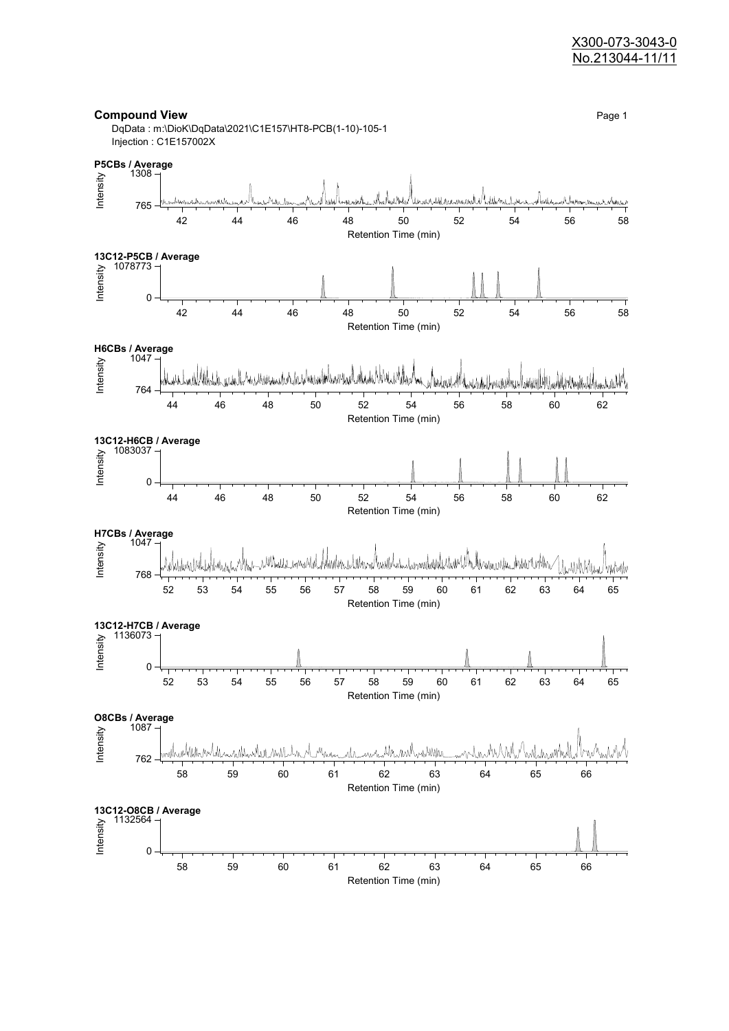X300-073-3043-0
No.213044-11/11

**Compound View**

Page 1

DqData : m:\DioK\DqData\2021\C1E157\HT8-PCB(1-10)-105-1
Injection : C1E157002X

**P5CBs / Average**

Intensity
1308
765
42 44 46 48 50 52 54 56 58
Retention Time (min)

**13C12-P5CB / Average**

Intensity
1078773
0
42 44 46 48 50 52 54 56 58
Retention Time (min)

**H6CBs / Average**

Intensity
1047
764
44 46 48 50 52 54 56 58 60 62
Retention Time (min)

**13C12-H6CB / Average**

Intensity
1083037
0
44 46 48 50 52 54 56 58 60 62
Retention Time (min)

**H7CBs / Average**

Intensity
1047
768
52 53 54 55 56 57 58 59 60 61 62 63 64 65
Retention Time (min)

**13C12-H7CB / Average**

Intensity
1136073
0
52 53 54 55 56 57 58 59 60 61 62 63 64 65
Retention Time (min)

**O8CBs / Average**

Intensity
1087
762
58 59 60 61 62 63 64 65 66
Retention Time (min)

**13C12-O8CB / Average**

Intensity
1132564
0
58 59 60 61 62 63 64 65 66
Retention Time (min)